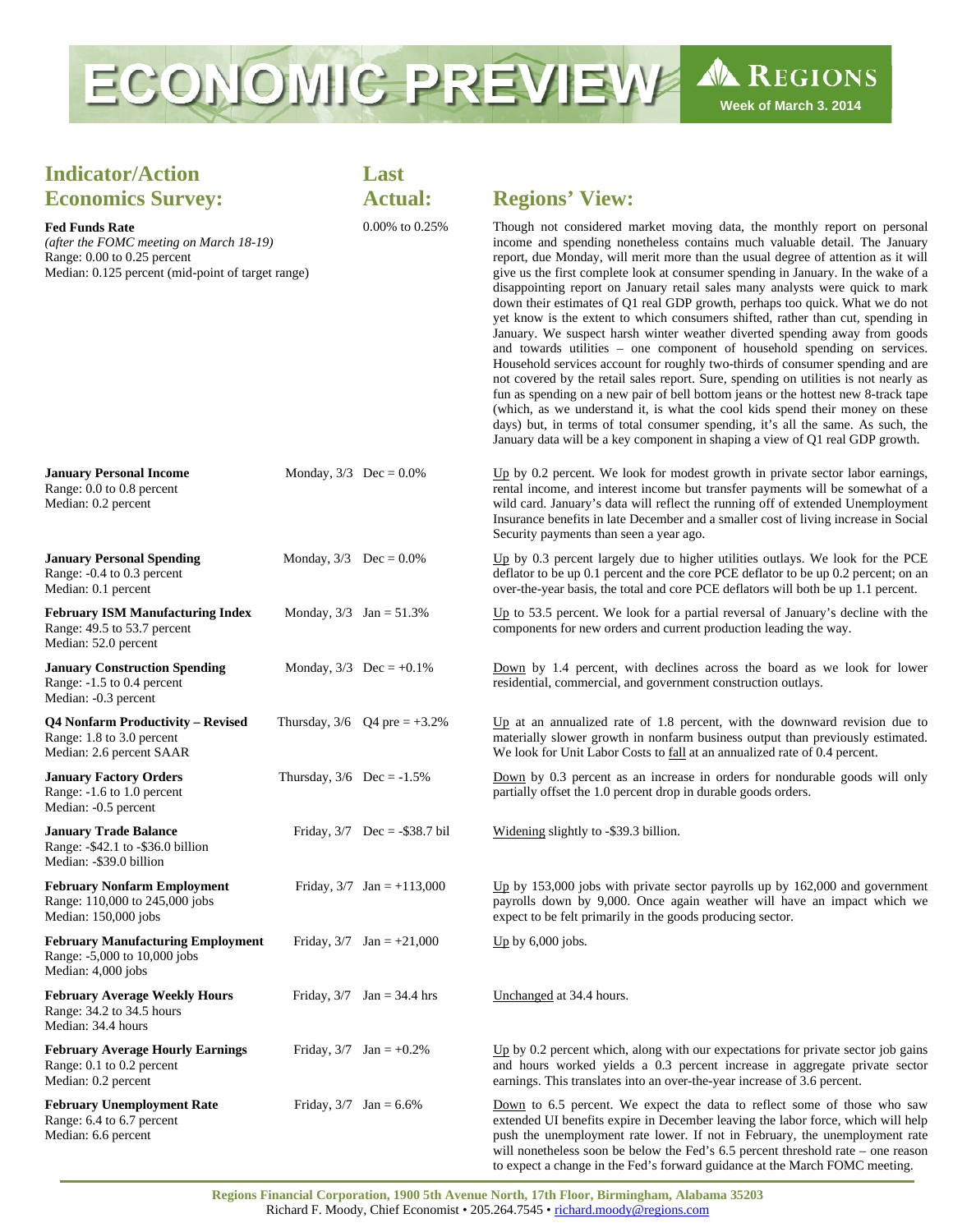# ECONOMIC PREVIEW

**REGIONS** — Week of March 3. 2014

| Indicator/Action Economics Survey: | | Last Actual: | Regions' View: |
|---|---|---|---|
| **Fed Funds Rate** *(after the FOMC meeting on March 18-19)* Range: 0.00 to 0.25 percent Median: 0.125 percent (mid-point of target range) | | 0.00% to 0.25% | Though not considered market moving data, the monthly report on personal income and spending nonetheless contains much valuable detail. The January report, due Monday, will merit more than the usual degree of attention as it will give us the first complete look at consumer spending in January. In the wake of a disappointing report on January retail sales many analysts were quick to mark down their estimates of Q1 real GDP growth, perhaps too quick. What we do not yet know is the extent to which consumers shifted, rather than cut, spending in January. We suspect harsh winter weather diverted spending away from goods and towards utilities – one component of household spending on services. Household services account for roughly two-thirds of consumer spending and are not covered by the retail sales report. Sure, spending on utilities is not nearly as fun as spending on a new pair of bell bottom jeans or the hottest new 8-track tape (which, as we understand it, is what the cool kids spend their money on these days) but, in terms of total consumer spending, it's all the same. As such, the January data will be a key component in shaping a view of Q1 real GDP growth. |
| **January Personal Income** Range: 0.0 to 0.8 percent Median: 0.2 percent | Monday, 3/3 | Dec = 0.0% | Up by 0.2 percent. We look for modest growth in private sector labor earnings, rental income, and interest income but transfer payments will be somewhat of a wild card. January's data will reflect the running off of extended Unemployment Insurance benefits in late December and a smaller cost of living increase in Social Security payments than seen a year ago. |
| **January Personal Spending** Range: -0.4 to 0.3 percent Median: 0.1 percent | Monday, 3/3 | Dec = 0.0% | Up by 0.3 percent largely due to higher utilities outlays. We look for the PCE deflator to be up 0.1 percent and the core PCE deflator to be up 0.2 percent; on an over-the-year basis, the total and core PCE deflators will both be up 1.1 percent. |
| **February ISM Manufacturing Index** Range: 49.5 to 53.7 percent Median: 52.0 percent | Monday, 3/3 | Jan = 51.3% | Up to 53.5 percent. We look for a partial reversal of January's decline with the components for new orders and current production leading the way. |
| **January Construction Spending** Range: -1.5 to 0.4 percent Median: -0.3 percent | Monday, 3/3 | Dec = +0.1% | Down by 1.4 percent, with declines across the board as we look for lower residential, commercial, and government construction outlays. |
| **Q4 Nonfarm Productivity – Revised** Range: 1.8 to 3.0 percent Median: 2.6 percent SAAR | Thursday, 3/6 | Q4 pre = +3.2% | Up at an annualized rate of 1.8 percent, with the downward revision due to materially slower growth in nonfarm business output than previously estimated. We look for Unit Labor Costs to fall at an annualized rate of 0.4 percent. |
| **January Factory Orders** Range: -1.6 to 1.0 percent Median: -0.5 percent | Thursday, 3/6 | Dec = -1.5% | Down by 0.3 percent as an increase in orders for nondurable goods will only partially offset the 1.0 percent drop in durable goods orders. |
| **January Trade Balance** Range: -$42.1 to -$36.0 billion Median: -$39.0 billion | Friday, 3/7 | Dec = -$38.7 bil | Widening slightly to -$39.3 billion. |
| **February Nonfarm Employment** Range: 110,000 to 245,000 jobs Median: 150,000 jobs | Friday, 3/7 | Jan = +113,000 | Up by 153,000 jobs with private sector payrolls up by 162,000 and government payrolls down by 9,000. Once again weather will have an impact which we expect to be felt primarily in the goods producing sector. |
| **February Manufacturing Employment** Range: -5,000 to 10,000 jobs Median: 4,000 jobs | Friday, 3/7 | Jan = +21,000 | Up by 6,000 jobs. |
| **February Average Weekly Hours** Range: 34.2 to 34.5 hours Median: 34.4 hours | Friday, 3/7 | Jan = 34.4 hrs | Unchanged at 34.4 hours. |
| **February Average Hourly Earnings** Range: 0.1 to 0.2 percent Median: 0.2 percent | Friday, 3/7 | Jan = +0.2% | Up by 0.2 percent which, along with our expectations for private sector job gains and hours worked yields a 0.3 percent increase in aggregate private sector earnings. This translates into an over-the-year increase of 3.6 percent. |
| **February Unemployment Rate** Range: 6.4 to 6.7 percent Median: 6.6 percent | Friday, 3/7 | Jan = 6.6% | Down to 6.5 percent. We expect the data to reflect some of those who saw extended UI benefits expire in December leaving the labor force, which will help push the unemployment rate lower. If not in February, the unemployment rate will nonetheless soon be below the Fed's 6.5 percent threshold rate – one reason to expect a change in the Fed's forward guidance at the March FOMC meeting. |

**Regions Financial Corporation, 1900 5th Avenue North, 17th Floor, Birmingham, Alabama 35203**
Richard F. Moody, Chief Economist • 205.264.7545 • richard.moody@regions.com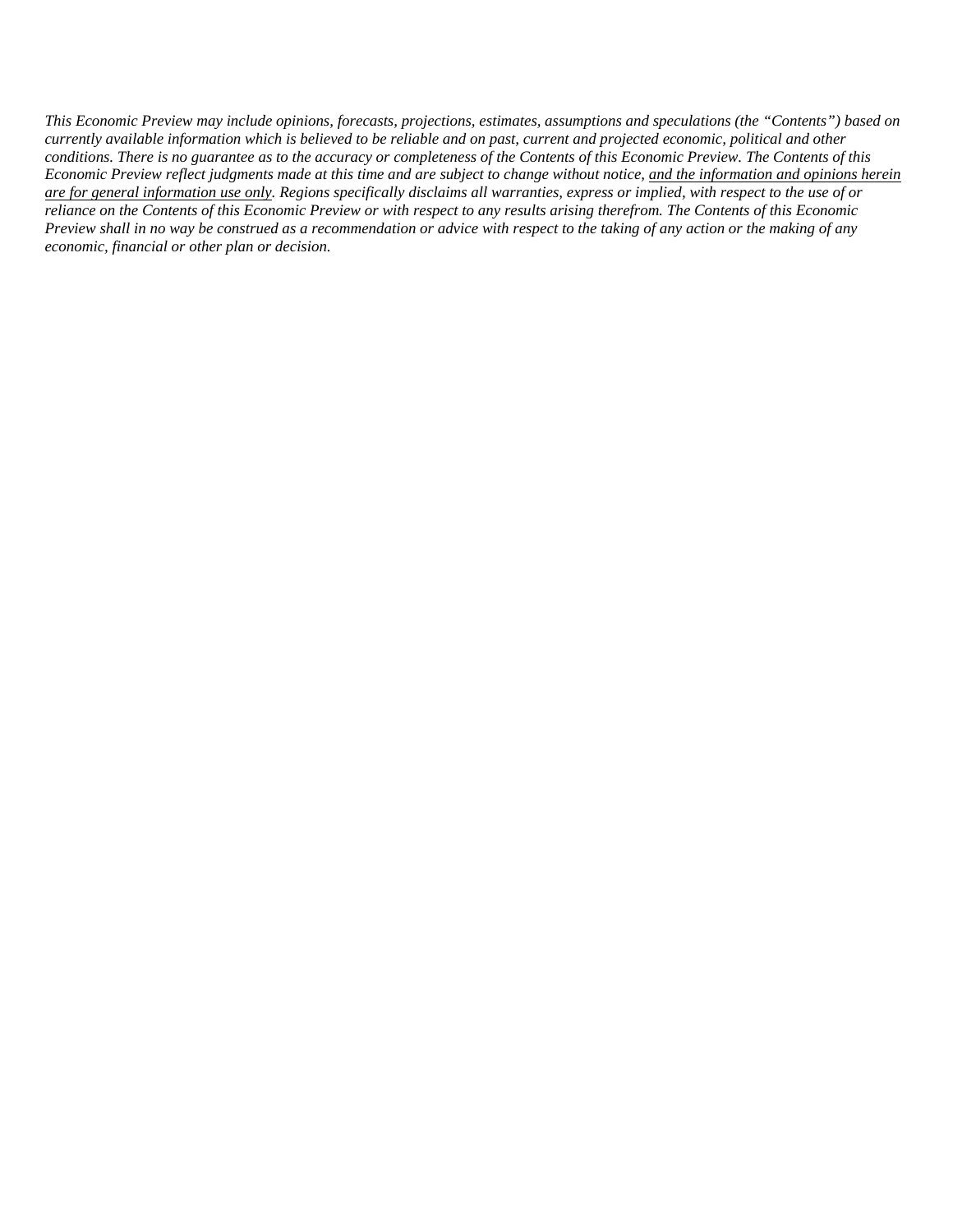*This Economic Preview may include opinions, forecasts, projections, estimates, assumptions and speculations (the "Contents") based on currently available information which is believed to be reliable and on past, current and projected economic, political and other conditions. There is no guarantee as to the accuracy or completeness of the Contents of this Economic Preview. The Contents of this Economic Preview reflect judgments made at this time and are subject to change without notice, <u>and the information and opinions herein are for general information use only</u>. Regions specifically disclaims all warranties, express or implied, with respect to the use of or reliance on the Contents of this Economic Preview or with respect to any results arising therefrom. The Contents of this Economic Preview shall in no way be construed as a recommendation or advice with respect to the taking of any action or the making of any economic, financial or other plan or decision.*